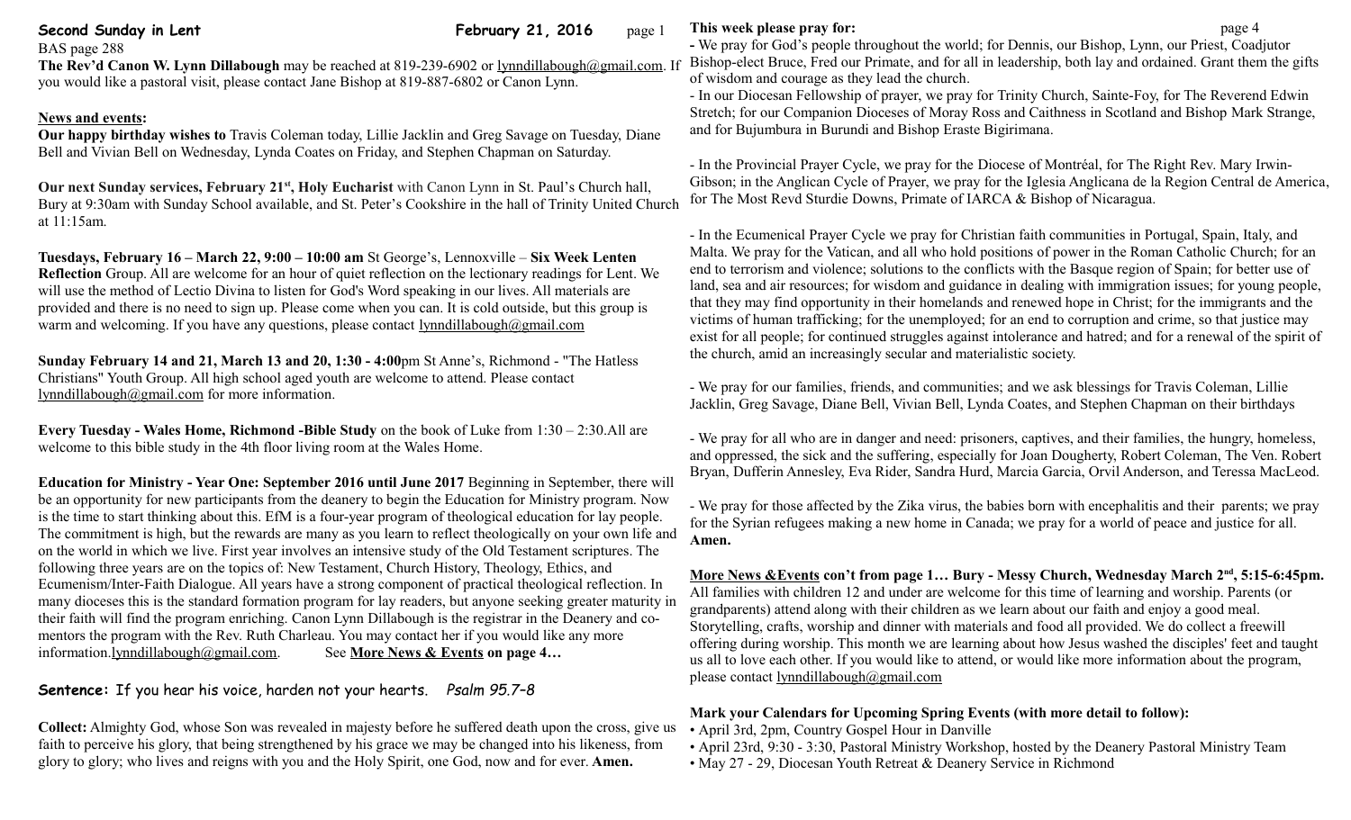**Second Sunday in Lent** **February 21, 2016**

BAS page 288

**The Rev'd Canon W. Lynn Dillabough** may be reached at 819-239-6902 or lynndillabough@gmail.com. If you would like a pastoral visit, please contact Jane Bishop at 819-887-6802 or Canon Lynn.

**News and events:**

**Our happy birthday wishes to** Travis Coleman today, Lillie Jacklin and Greg Savage on Tuesday, Diane Bell and Vivian Bell on Wednesday, Lynda Coates on Friday, and Stephen Chapman on Saturday.

**Our next Sunday services, February 21st, Holy Eucharist** with Canon Lynn in St. Paul's Church hall, Bury at 9:30am with Sunday School available, and St. Peter's Cookshire in the hall of Trinity United Church at 11:15am.

**Tuesdays, February 16 – March 22, 9:00 – 10:00 am** St George's, Lennoxville – **Six Week Lenten Reflection** Group. All are welcome for an hour of quiet reflection on the lectionary readings for Lent. We will use the method of Lectio Divina to listen for God's Word speaking in our lives. All materials are provided and there is no need to sign up. Please come when you can. It is cold outside, but this group is warm and welcoming. If you have any questions, please contact lynndillabough@gmail.com

**Sunday February 14 and 21, March 13 and 20, 1:30 - 4:00**pm St Anne's, Richmond - "The Hatless Christians" Youth Group. All high school aged youth are welcome to attend. Please contact lynndillabough@gmail.com for more information.

**Every Tuesday - Wales Home, Richmond -Bible Study** on the book of Luke from 1:30 – 2:30.All are welcome to this bible study in the 4th floor living room at the Wales Home.

**Education for Ministry - Year One: September 2016 until June 2017** Beginning in September, there will be an opportunity for new participants from the deanery to begin the Education for Ministry program. Now is the time to start thinking about this. EfM is a four-year program of theological education for lay people. The commitment is high, but the rewards are many as you learn to reflect theologically on your own life and on the world in which we live. First year involves an intensive study of the Old Testament scriptures. The following three years are on the topics of: New Testament, Church History, Theology, Ethics, and Ecumenism/Inter-Faith Dialogue. All years have a strong component of practical theological reflection. In many dioceses this is the standard formation program for lay readers, but anyone seeking greater maturity in their faith will find the program enriching. Canon Lynn Dillabough is the registrar in the Deanery and co-mentors the program with the Rev. Ruth Charleau. You may contact her if you would like any more information.lynndillabough@gmail.com. See **More News & Events on page 4…**

**Sentence:** If you hear his voice, harden not your hearts. *Psalm 95.7–8*

**Collect:** Almighty God, whose Son was revealed in majesty before he suffered death upon the cross, give us faith to perceive his glory, that being strengthened by his grace we may be changed into his likeness, from glory to glory; who lives and reigns with you and the Holy Spirit, one God, now and for ever. **Amen.**

**This week please pray for:**

- We pray for God's people throughout the world; for Dennis, our Bishop, Lynn, our Priest, Coadjutor Bishop-elect Bruce, Fred our Primate, and for all in leadership, both lay and ordained. Grant them the gifts of wisdom and courage as they lead the church.
- In our Diocesan Fellowship of prayer, we pray for Trinity Church, Sainte-Foy, for The Reverend Edwin Stretch; for our Companion Dioceses of Moray Ross and Caithness in Scotland and Bishop Mark Strange, and for Bujumbura in Burundi and Bishop Eraste Bigirimana.

- In the Provincial Prayer Cycle, we pray for the Diocese of Montréal, for The Right Rev. Mary Irwin-Gibson; in the Anglican Cycle of Prayer, we pray for the Iglesia Anglicana de la Region Central de America, for The Most Revd Sturdie Downs, Primate of IARCA & Bishop of Nicaragua.

- In the Ecumenical Prayer Cycle we pray for Christian faith communities in Portugal, Spain, Italy, and Malta. We pray for the Vatican, and all who hold positions of power in the Roman Catholic Church; for an end to terrorism and violence; solutions to the conflicts with the Basque region of Spain; for better use of land, sea and air resources; for wisdom and guidance in dealing with immigration issues; for young people, that they may find opportunity in their homelands and renewed hope in Christ; for the immigrants and the victims of human trafficking; for the unemployed; for an end to corruption and crime, so that justice may exist for all people; for continued struggles against intolerance and hatred; and for a renewal of the spirit of the church, amid an increasingly secular and materialistic society.

- We pray for our families, friends, and communities; and we ask blessings for Travis Coleman, Lillie Jacklin, Greg Savage, Diane Bell, Vivian Bell, Lynda Coates, and Stephen Chapman on their birthdays

- We pray for all who are in danger and need: prisoners, captives, and their families, the hungry, homeless, and oppressed, the sick and the suffering, especially for Joan Dougherty, Robert Coleman, The Ven. Robert Bryan, Dufferin Annesley, Eva Rider, Sandra Hurd, Marcia Garcia, Orvil Anderson, and Teressa MacLeod.

- We pray for those affected by the Zika virus, the babies born with encephalitis and their parents; we pray for the Syrian refugees making a new home in Canada; we pray for a world of peace and justice for all. **Amen.**

**More News &Events con't from page 1… Bury - Messy Church, Wednesday March 2nd, 5:15-6:45pm.** All families with children 12 and under are welcome for this time of learning and worship. Parents (or grandparents) attend along with their children as we learn about our faith and enjoy a good meal. Storytelling, crafts, worship and dinner with materials and food all provided. We do collect a freewill offering during worship. This month we are learning about how Jesus washed the disciples' feet and taught us all to love each other. If you would like to attend, or would like more information about the program, please contact lynndillabough@gmail.com

**Mark your Calendars for Upcoming Spring Events (with more detail to follow):**

- April 3rd, 2pm, Country Gospel Hour in Danville
- April 23rd, 9:30 - 3:30, Pastoral Ministry Workshop, hosted by the Deanery Pastoral Ministry Team
- May 27 - 29, Diocesan Youth Retreat & Deanery Service in Richmond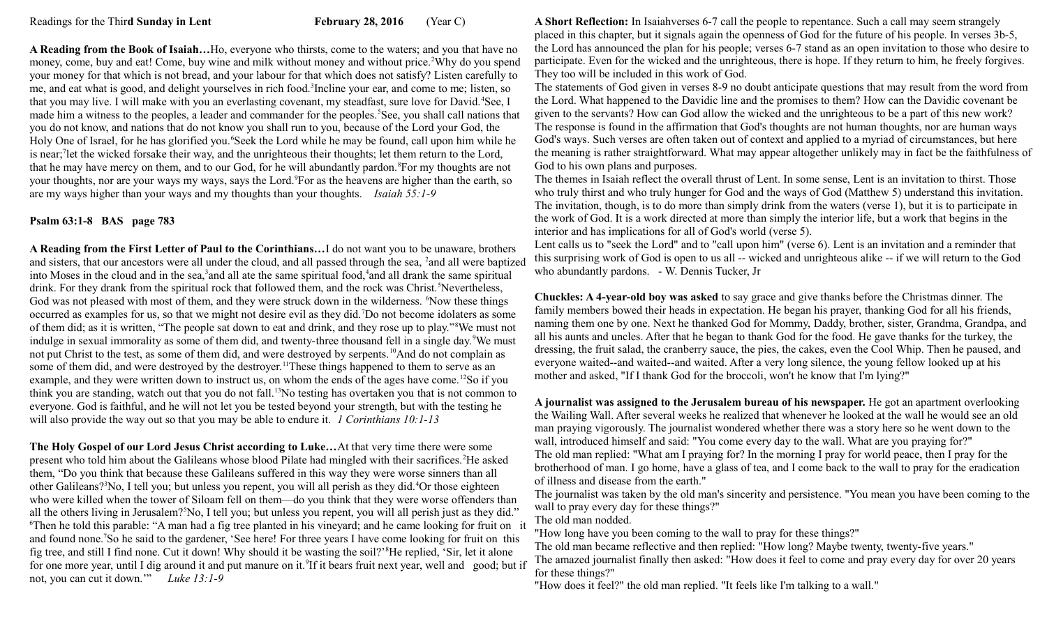Readings for the Third **Sunday in Lent** **February 28, 2016** (Year C)

**A Reading from the Book of Isaiah…**Ho, everyone who thirsts, come to the waters; and you that have no money, come, buy and eat! Come, buy wine and milk without money and without price.[2]Why do you spend your money for that which is not bread, and your labour for that which does not satisfy? Listen carefully to me, and eat what is good, and delight yourselves in rich food.[3]Incline your ear, and come to me; listen, so that you may live. I will make with you an everlasting covenant, my steadfast, sure love for David.[4]See, I made him a witness to the peoples, a leader and commander for the peoples.[5]See, you shall call nations that you do not know, and nations that do not know you shall run to you, because of the Lord your God, the Holy One of Israel, for he has glorified you.[6]Seek the Lord while he may be found, call upon him while he is near;[7]let the wicked forsake their way, and the unrighteous their thoughts; let them return to the Lord, that he may have mercy on them, and to our God, for he will abundantly pardon.[8]For my thoughts are not your thoughts, nor are your ways my ways, says the Lord.[9]For as the heavens are higher than the earth, so are my ways higher than your ways and my thoughts than your thoughts. *Isaiah 55:1-9*

**Psalm 63:1-8 BAS page 783**

**A Reading from the First Letter of Paul to the Corinthians…**I do not want you to be unaware, brothers and sisters, that our ancestors were all under the cloud, and all passed through the sea, [2]and all were baptized into Moses in the cloud and in the sea,[3]and all ate the same spiritual food,[4]and all drank the same spiritual drink. For they drank from the spiritual rock that followed them, and the rock was Christ.[5]Nevertheless, God was not pleased with most of them, and they were struck down in the wilderness. [6]Now these things occurred as examples for us, so that we might not desire evil as they did.[7]Do not become idolaters as some of them did; as it is written, "The people sat down to eat and drink, and they rose up to play."[8]We must not indulge in sexual immorality as some of them did, and twenty-three thousand fell in a single day.[9]We must not put Christ to the test, as some of them did, and were destroyed by serpents.[10]And do not complain as some of them did, and were destroyed by the destroyer.[11]These things happened to them to serve as an example, and they were written down to instruct us, on whom the ends of the ages have come.[12]So if you think you are standing, watch out that you do not fall.[13]No testing has overtaken you that is not common to everyone. God is faithful, and he will not let you be tested beyond your strength, but with the testing he will also provide the way out so that you may be able to endure it. *1 Corinthians 10:1-13*

**The Holy Gospel of our Lord Jesus Christ according to Luke…**At that very time there were some present who told him about the Galileans whose blood Pilate had mingled with their sacrifices.[2]He asked them, "Do you think that because these Galileans suffered in this way they were worse sinners than all other Galileans?[3]No, I tell you; but unless you repent, you will all perish as they did.[4]Or those eighteen who were killed when the tower of Siloam fell on them—do you think that they were worse offenders than all the others living in Jerusalem?[5]No, I tell you; but unless you repent, you will all perish just as they did."[6]Then he told this parable: "A man had a fig tree planted in his vineyard; and he came looking for fruit on it and found none.[7]So he said to the gardener, 'See here! For three years I have come looking for fruit on this fig tree, and still I find none. Cut it down! Why should it be wasting the soil?'[8]He replied, 'Sir, let it alone for one more year, until I dig around it and put manure on it.[9]If it bears fruit next year, well and good; but if not, you can cut it down.'" *Luke 13:1-9*

**A Short Reflection:** In Isaiahverses 6-7 call the people to repentance. Such a call may seem strangely placed in this chapter, but it signals again the openness of God for the future of his people. In verses 3b-5, the Lord has announced the plan for his people; verses 6-7 stand as an open invitation to those who desire to participate. Even for the wicked and the unrighteous, there is hope. If they return to him, he freely forgives. They too will be included in this work of God.

The statements of God given in verses 8-9 no doubt anticipate questions that may result from the word from the Lord. What happened to the Davidic line and the promises to them? How can the Davidic covenant be given to the servants? How can God allow the wicked and the unrighteous to be a part of this new work? The response is found in the affirmation that God's thoughts are not human thoughts, nor are human ways God's ways. Such verses are often taken out of context and applied to a myriad of circumstances, but here the meaning is rather straightforward. What may appear altogether unlikely may in fact be the faithfulness of God to his own plans and purposes.

The themes in Isaiah reflect the overall thrust of Lent. In some sense, Lent is an invitation to thirst. Those who truly thirst and who truly hunger for God and the ways of God (Matthew 5) understand this invitation. The invitation, though, is to do more than simply drink from the waters (verse 1), but it is to participate in the work of God. It is a work directed at more than simply the interior life, but a work that begins in the interior and has implications for all of God's world (verse 5).

Lent calls us to "seek the Lord" and to "call upon him" (verse 6). Lent is an invitation and a reminder that this surprising work of God is open to us all -- wicked and unrighteous alike -- if we will return to the God who abundantly pardons. - W. Dennis Tucker, Jr

**Chuckles: A 4-year-old boy was asked** to say grace and give thanks before the Christmas dinner. The family members bowed their heads in expectation. He began his prayer, thanking God for all his friends, naming them one by one. Next he thanked God for Mommy, Daddy, brother, sister, Grandma, Grandpa, and all his aunts and uncles. After that he began to thank God for the food. He gave thanks for the turkey, the dressing, the fruit salad, the cranberry sauce, the pies, the cakes, even the Cool Whip. Then he paused, and everyone waited--and waited--and waited. After a very long silence, the young fellow looked up at his mother and asked, "If I thank God for the broccoli, won't he know that I'm lying?"

**A journalist was assigned to the Jerusalem bureau of his newspaper.** He got an apartment overlooking the Wailing Wall. After several weeks he realized that whenever he looked at the wall he would see an old man praying vigorously. The journalist wondered whether there was a story here so he went down to the wall, introduced himself and said: "You come every day to the wall. What are you praying for?"

The old man replied: "What am I praying for? In the morning I pray for world peace, then I pray for the brotherhood of man. I go home, have a glass of tea, and I come back to the wall to pray for the eradication of illness and disease from the earth."

The journalist was taken by the old man's sincerity and persistence. "You mean you have been coming to the wall to pray every day for these things?"

The old man nodded.

"How long have you been coming to the wall to pray for these things?"

The old man became reflective and then replied: "How long? Maybe twenty, twenty-five years."

The amazed journalist finally then asked: "How does it feel to come and pray every day for over 20 years for these things?"

"How does it feel?" the old man replied. "It feels like I'm talking to a wall."